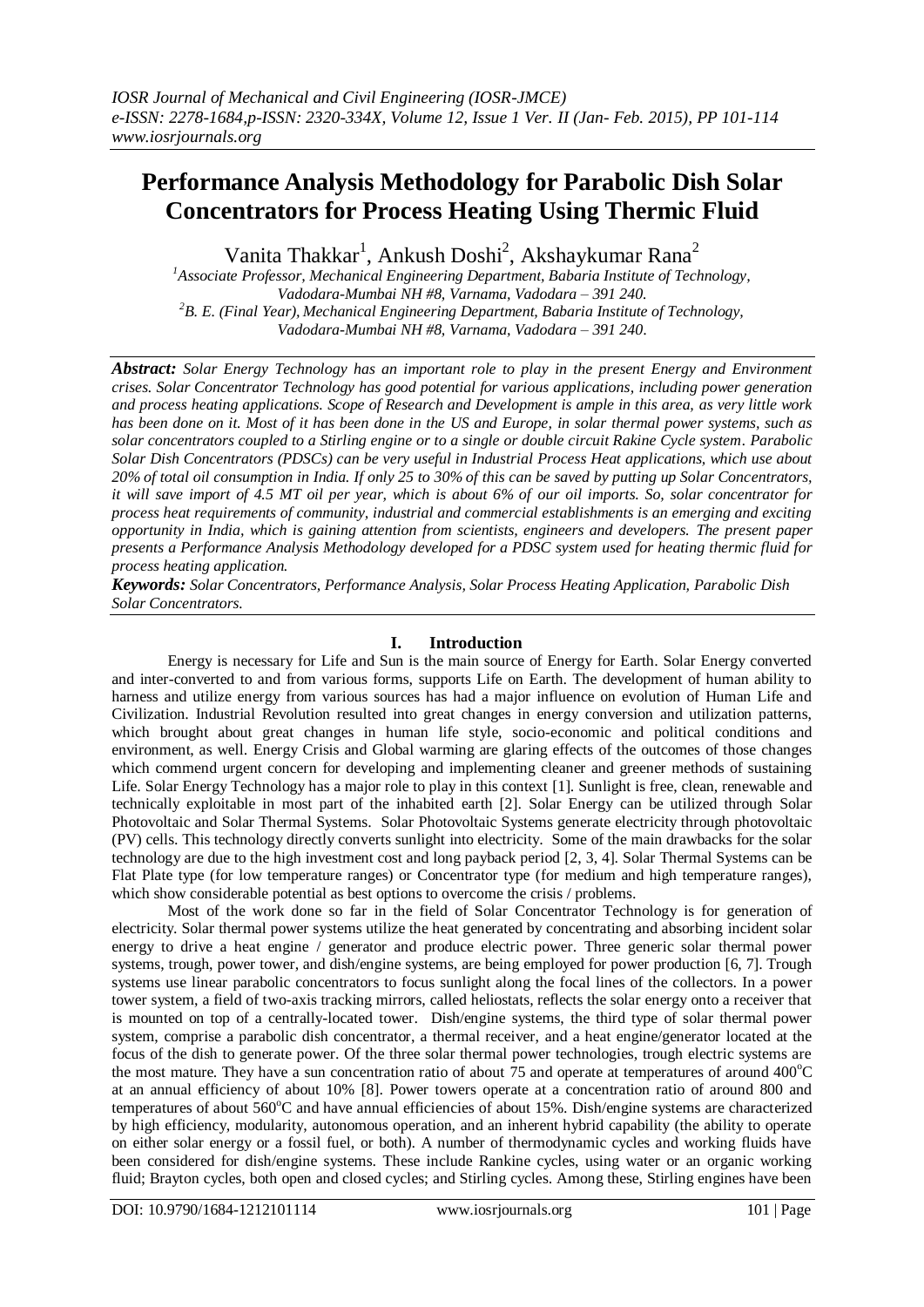# Performance Analysis Methodology for Parabolic Dish Solar Concentrators for Process Heating Using Thermic Fluid

Vanita Thakkar[1], Ankush Doshi[2], Akshaykumar Rana[2]

[1]*Associate Professor, Mechanical Engineering Department, Babaria Institute of Technology, Vadodara-Mumbai NH #8, Varnama, Vadodara – 391 240.*

[2]*B. E. (Final Year), Mechanical Engineering Department, Babaria Institute of Technology, Vadodara-Mumbai NH #8, Varnama, Vadodara – 391 240.*

***Abstract:*** *Solar Energy Technology has an important role to play in the present Energy and Environment crises. Solar Concentrator Technology has good potential for various applications, including power generation and process heating applications. Scope of Research and Development is ample in this area, as very little work has been done on it. Most of it has been done in the US and Europe, in solar thermal power systems, such as solar concentrators coupled to a Stirling engine or to a single or double circuit Rakine Cycle system. Parabolic Solar Dish Concentrators (PDSCs) can be very useful in Industrial Process Heat applications, which use about 20% of total oil consumption in India. If only 25 to 30% of this can be saved by putting up Solar Concentrators, it will save import of 4.5 MT oil per year, which is about 6% of our oil imports. So, solar concentrator for process heat requirements of community, industrial and commercial establishments is an emerging and exciting opportunity in India, which is gaining attention from scientists, engineers and developers. The present paper presents a Performance Analysis Methodology developed for a PDSC system used for heating thermic fluid for process heating application.*

***Keywords:*** *Solar Concentrators, Performance Analysis, Solar Process Heating Application, Parabolic Dish Solar Concentrators.*

## I. Introduction

Energy is necessary for Life and Sun is the main source of Energy for Earth. Solar Energy converted and inter-converted to and from various forms, supports Life on Earth. The development of human ability to harness and utilize energy from various sources has had a major influence on evolution of Human Life and Civilization. Industrial Revolution resulted into great changes in energy conversion and utilization patterns, which brought about great changes in human life style, socio-economic and political conditions and environment, as well. Energy Crisis and Global warming are glaring effects of the outcomes of those changes which commend urgent concern for developing and implementing cleaner and greener methods of sustaining Life. Solar Energy Technology has a major role to play in this context [1]. Sunlight is free, clean, renewable and technically exploitable in most part of the inhabited earth [2]. Solar Energy can be utilized through Solar Photovoltaic and Solar Thermal Systems. Solar Photovoltaic Systems generate electricity through photovoltaic (PV) cells. This technology directly converts sunlight into electricity. Some of the main drawbacks for the solar technology are due to the high investment cost and long payback period [2, 3, 4]. Solar Thermal Systems can be Flat Plate type (for low temperature ranges) or Concentrator type (for medium and high temperature ranges), which show considerable potential as best options to overcome the crisis / problems.

Most of the work done so far in the field of Solar Concentrator Technology is for generation of electricity. Solar thermal power systems utilize the heat generated by concentrating and absorbing incident solar energy to drive a heat engine / generator and produce electric power. Three generic solar thermal power systems, trough, power tower, and dish/engine systems, are being employed for power production [6, 7]. Trough systems use linear parabolic concentrators to focus sunlight along the focal lines of the collectors. In a power tower system, a field of two-axis tracking mirrors, called heliostats, reflects the solar energy onto a receiver that is mounted on top of a centrally-located tower. Dish/engine systems, the third type of solar thermal power system, comprise a parabolic dish concentrator, a thermal receiver, and a heat engine/generator located at the focus of the dish to generate power. Of the three solar thermal power technologies, trough electric systems are the most mature. They have a sun concentration ratio of about 75 and operate at temperatures of around 400$^o$C at an annual efficiency of about 10% [8]. Power towers operate at a concentration ratio of around 800 and temperatures of about 560$^o$C and have annual efficiencies of about 15%. Dish/engine systems are characterized by high efficiency, modularity, autonomous operation, and an inherent hybrid capability (the ability to operate on either solar energy or a fossil fuel, or both). A number of thermodynamic cycles and working fluids have been considered for dish/engine systems. These include Rankine cycles, using water or an organic working fluid; Brayton cycles, both open and closed cycles; and Stirling cycles. Among these, Stirling engines have been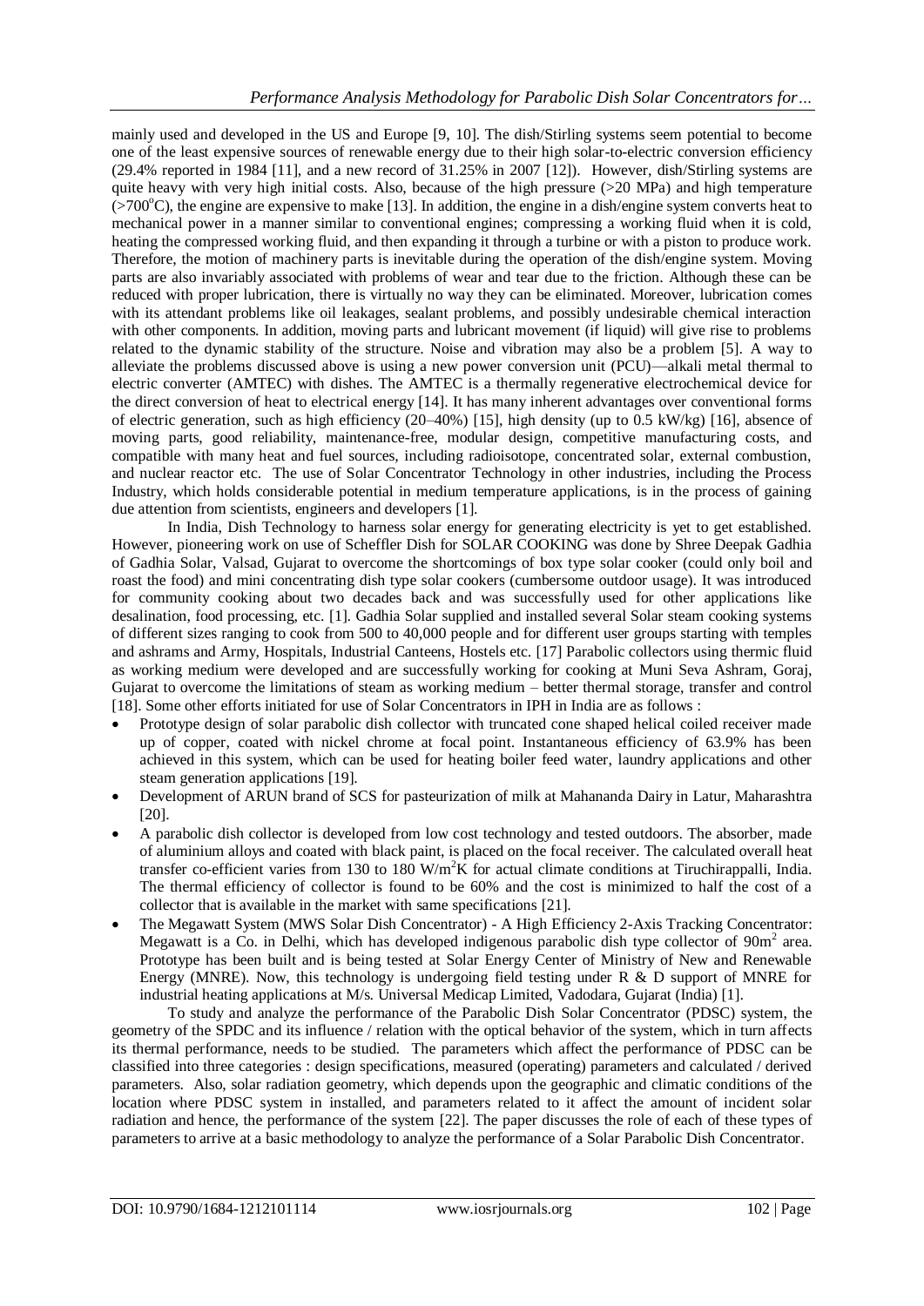mainly used and developed in the US and Europe [9, 10]. The dish/Stirling systems seem potential to become one of the least expensive sources of renewable energy due to their high solar-to-electric conversion efficiency (29.4% reported in 1984 [11], and a new record of 31.25% in 2007 [12]). However, dish/Stirling systems are quite heavy with very high initial costs. Also, because of the high pressure (>20 MPa) and high temperature (>700°C), the engine are expensive to make [13]. In addition, the engine in a dish/engine system converts heat to mechanical power in a manner similar to conventional engines; compressing a working fluid when it is cold, heating the compressed working fluid, and then expanding it through a turbine or with a piston to produce work. Therefore, the motion of machinery parts is inevitable during the operation of the dish/engine system. Moving parts are also invariably associated with problems of wear and tear due to the friction. Although these can be reduced with proper lubrication, there is virtually no way they can be eliminated. Moreover, lubrication comes with its attendant problems like oil leakages, sealant problems, and possibly undesirable chemical interaction with other components. In addition, moving parts and lubricant movement (if liquid) will give rise to problems related to the dynamic stability of the structure. Noise and vibration may also be a problem [5]. A way to alleviate the problems discussed above is using a new power conversion unit (PCU)—alkali metal thermal to electric converter (AMTEC) with dishes. The AMTEC is a thermally regenerative electrochemical device for the direct conversion of heat to electrical energy [14]. It has many inherent advantages over conventional forms of electric generation, such as high efficiency (20–40%) [15], high density (up to 0.5 kW/kg) [16], absence of moving parts, good reliability, maintenance-free, modular design, competitive manufacturing costs, and compatible with many heat and fuel sources, including radioisotope, concentrated solar, external combustion, and nuclear reactor etc. The use of Solar Concentrator Technology in other industries, including the Process Industry, which holds considerable potential in medium temperature applications, is in the process of gaining due attention from scientists, engineers and developers [1].

In India, Dish Technology to harness solar energy for generating electricity is yet to get established. However, pioneering work on use of Scheffler Dish for SOLAR COOKING was done by Shree Deepak Gadhia of Gadhia Solar, Valsad, Gujarat to overcome the shortcomings of box type solar cooker (could only boil and roast the food) and mini concentrating dish type solar cookers (cumbersome outdoor usage). It was introduced for community cooking about two decades back and was successfully used for other applications like desalination, food processing, etc. [1]. Gadhia Solar supplied and installed several Solar steam cooking systems of different sizes ranging to cook from 500 to 40,000 people and for different user groups starting with temples and ashrams and Army, Hospitals, Industrial Canteens, Hostels etc. [17] Parabolic collectors using thermic fluid as working medium were developed and are successfully working for cooking at Muni Seva Ashram, Goraj, Gujarat to overcome the limitations of steam as working medium – better thermal storage, transfer and control [18]. Some other efforts initiated for use of Solar Concentrators in IPH in India are as follows :

- Prototype design of solar parabolic dish collector with truncated cone shaped helical coiled receiver made up of copper, coated with nickel chrome at focal point. Instantaneous efficiency of 63.9% has been achieved in this system, which can be used for heating boiler feed water, laundry applications and other steam generation applications [19].
- Development of ARUN brand of SCS for pasteurization of milk at Mahananda Dairy in Latur, Maharashtra [20].
- A parabolic dish collector is developed from low cost technology and tested outdoors. The absorber, made of aluminium alloys and coated with black paint, is placed on the focal receiver. The calculated overall heat transfer co-efficient varies from 130 to 180 $W/m^2K$ for actual climate conditions at Tiruchirappalli, India. The thermal efficiency of collector is found to be 60% and the cost is minimized to half the cost of a collector that is available in the market with same specifications [21].
- The Megawatt System (MWS Solar Dish Concentrator) - A High Efficiency 2-Axis Tracking Concentrator: Megawatt is a Co. in Delhi, which has developed indigenous parabolic dish type collector of $90m^2$ area. Prototype has been built and is being tested at Solar Energy Center of Ministry of New and Renewable Energy (MNRE). Now, this technology is undergoing field testing under R & D support of MNRE for industrial heating applications at M/s. Universal Medicap Limited, Vadodara, Gujarat (India) [1].

To study and analyze the performance of the Parabolic Dish Solar Concentrator (PDSC) system, the geometry of the SPDC and its influence / relation with the optical behavior of the system, which in turn affects its thermal performance, needs to be studied. The parameters which affect the performance of PDSC can be classified into three categories : design specifications, measured (operating) parameters and calculated / derived parameters. Also, solar radiation geometry, which depends upon the geographic and climatic conditions of the location where PDSC system in installed, and parameters related to it affect the amount of incident solar radiation and hence, the performance of the system [22]. The paper discusses the role of each of these types of parameters to arrive at a basic methodology to analyze the performance of a Solar Parabolic Dish Concentrator.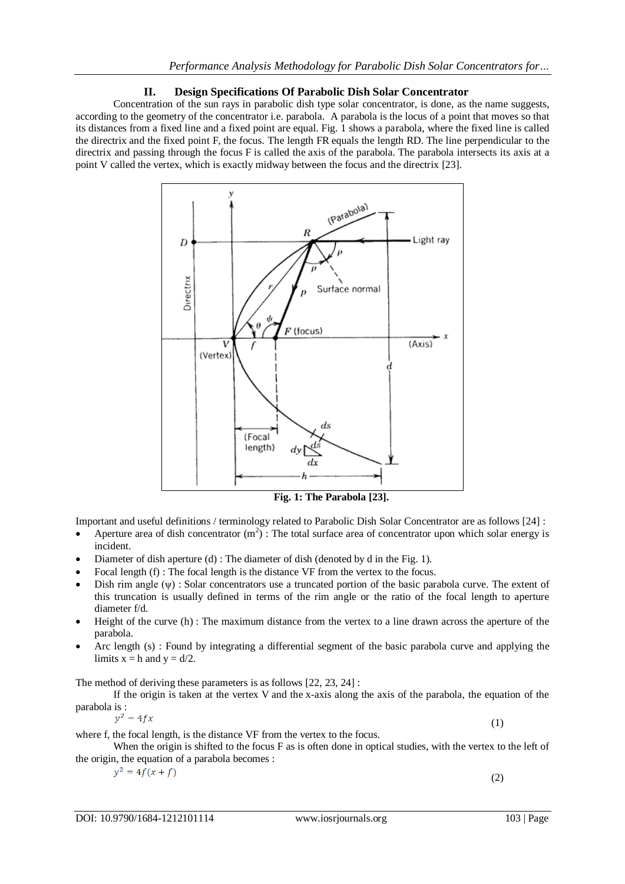## II. Design Specifications Of Parabolic Dish Solar Concentrator

Concentration of the sun rays in parabolic dish type solar concentrator, is done, as the name suggests, according to the geometry of the concentrator i.e. parabola. A parabola is the locus of a point that moves so that its distances from a fixed line and a fixed point are equal. Fig. 1 shows a parabola, where the fixed line is called the directrix and the fixed point F, the focus. The length FR equals the length RD. The line perpendicular to the directrix and passing through the focus F is called the axis of the parabola. The parabola intersects its axis at a point V called the vertex, which is exactly midway between the focus and the directrix [23].

**Fig. 1: The Parabola [23].**

Important and useful definitions / terminology related to Parabolic Dish Solar Concentrator are as follows [24] :

- Aperture area of dish concentrator ($m^2$) : The total surface area of concentrator upon which solar energy is incident.
- Diameter of dish aperture (d) : The diameter of dish (denoted by d in the Fig. 1).
- Focal length (f) : The focal length is the distance VF from the vertex to the focus.
- Dish rim angle ($\psi$) : Solar concentrators use a truncated portion of the basic parabola curve. The extent of this truncation is usually defined in terms of the rim angle or the ratio of the focal length to aperture diameter f/d.
- Height of the curve (h) : The maximum distance from the vertex to a line drawn across the aperture of the parabola.
- Arc length (s) : Found by integrating a differential segment of the basic parabola curve and applying the limits $x = h$ and $y = d/2$.

The method of deriving these parameters is as follows [22, 23, 24] :

If the origin is taken at the vertex V and the x-axis along the axis of the parabola, the equation of the parabola is :

$$y^2 = 4fx \tag{1}$$

where f, the focal length, is the distance VF from the vertex to the focus.

When the origin is shifted to the focus F as is often done in optical studies, with the vertex to the left of the origin, the equation of a parabola becomes :

$$y^2 = 4f(x + f) \tag{2}$$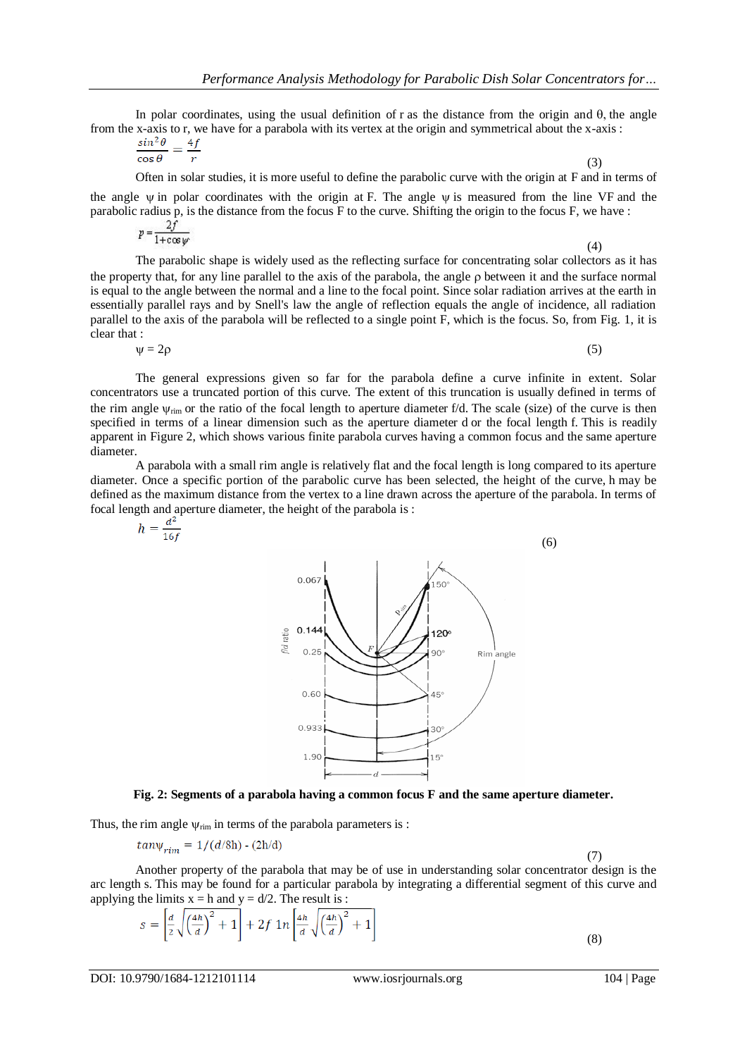In polar coordinates, using the usual definition of r as the distance from the origin and θ, the angle from the x-axis to r, we have for a parabola with its vertex at the origin and symmetrical about the x-axis :

$$\frac{\sin^2\theta}{\cos\theta} = \frac{4f}{r} \tag{3}$$

Often in solar studies, it is more useful to define the parabolic curve with the origin at F and in terms of the angle ψ in polar coordinates with the origin at F. The angle ψ is measured from the line VF and the parabolic radius p, is the distance from the focus F to the curve. Shifting the origin to the focus F, we have :

$$p = \frac{2f}{1+\cos\psi} \tag{4}$$

The parabolic shape is widely used as the reflecting surface for concentrating solar collectors as it has the property that, for any line parallel to the axis of the parabola, the angle ρ between it and the surface normal is equal to the angle between the normal and a line to the focal point. Since solar radiation arrives at the earth in essentially parallel rays and by Snell's law the angle of reflection equals the angle of incidence, all radiation parallel to the axis of the parabola will be reflected to a single point F, which is the focus. So, from Fig. 1, it is clear that :

$$\psi = 2\rho \tag{5}$$

The general expressions given so far for the parabola define a curve infinite in extent. Solar concentrators use a truncated portion of this curve. The extent of this truncation is usually defined in terms of the rim angle $\psi_{rim}$ or the ratio of the focal length to aperture diameter f/d. The scale (size) of the curve is then specified in terms of a linear dimension such as the aperture diameter d or the focal length f. This is readily apparent in Figure 2, which shows various finite parabola curves having a common focus and the same aperture diameter.

A parabola with a small rim angle is relatively flat and the focal length is long compared to its aperture diameter. Once a specific portion of the parabolic curve has been selected, the height of the curve, h may be defined as the maximum distance from the vertex to a line drawn across the aperture of the parabola. In terms of focal length and aperture diameter, the height of the parabola is :

$$h = \frac{d^2}{16f} \tag{6}$$

**Fig. 2: Segments of a parabola having a common focus F and the same aperture diameter.**

Thus, the rim angle $\psi_{rim}$ in terms of the parabola parameters is :

$$\tan\psi_{rim} = 1/(d/8h) - (2h/d) \tag{7}$$

Another property of the parabola that may be of use in understanding solar concentrator design is the arc length s. This may be found for a particular parabola by integrating a differential segment of this curve and applying the limits x = h and y = d/2. The result is :

$$s = \left[\frac{d}{2}\sqrt{\left(\frac{4h}{d}\right)^2+1}\right] + 2f\ \ln\left[\frac{4h}{d}\sqrt{\left(\frac{4h}{d}\right)^2+1}\right] \tag{8}$$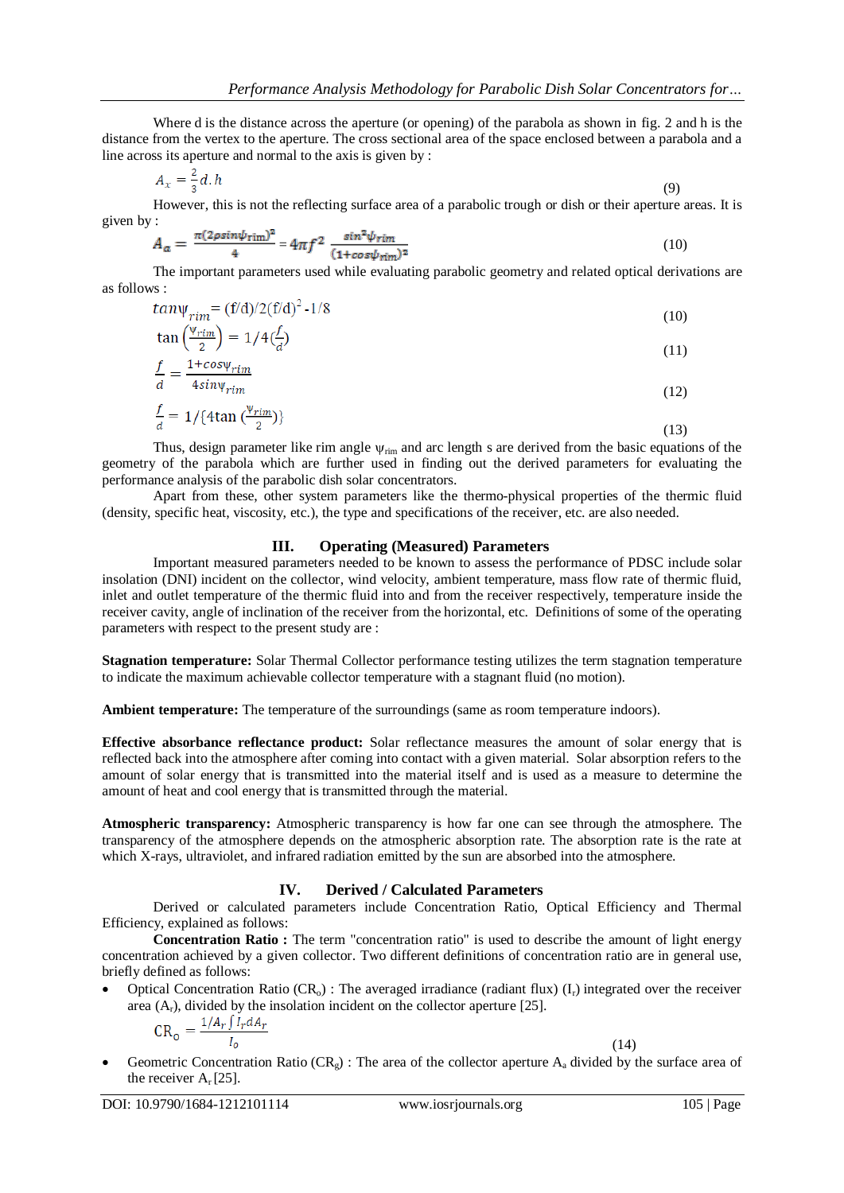Where d is the distance across the aperture (or opening) of the parabola as shown in fig. 2 and h is the distance from the vertex to the aperture. The cross sectional area of the space enclosed between a parabola and a line across its aperture and normal to the axis is given by :

$$A_x = \frac{2}{3} d.h \tag{9}$$

However, this is not the reflecting surface area of a parabolic trough or dish or their aperture areas. It is given by :

$$A_a = \frac{\pi(2p\sin\psi_{rim})^2}{4} = 4\pi f^2 \frac{\sin^2\psi_{rim}}{(1+\cos\psi_{rim})^2} \tag{10}$$

The important parameters used while evaluating parabolic geometry and related optical derivations are as follows :

$$\tan\psi_{rim} = (f/d)/2(f/d)^2 - 1/8 \tag{10}$$

$$\tan\left(\frac{\psi_{rim}}{2}\right) = 1/4\left(\frac{f}{d}\right) \tag{11}$$

$$\frac{f}{d} = \frac{1+\cos\psi_{rim}}{4\sin\psi_{rim}} \tag{12}$$

$$\frac{f}{d} = 1/\{4\tan\left(\frac{\psi_{rim}}{2}\right)\} \tag{13}$$

Thus, design parameter like rim angle $\psi_{rim}$ and arc length s are derived from the basic equations of the geometry of the parabola which are further used in finding out the derived parameters for evaluating the performance analysis of the parabolic dish solar concentrators.

Apart from these, other system parameters like the thermo-physical properties of the thermic fluid (density, specific heat, viscosity, etc.), the type and specifications of the receiver, etc. are also needed.

## III. Operating (Measured) Parameters

Important measured parameters needed to be known to assess the performance of PDSC include solar insolation (DNI) incident on the collector, wind velocity, ambient temperature, mass flow rate of thermic fluid, inlet and outlet temperature of the thermic fluid into and from the receiver respectively, temperature inside the receiver cavity, angle of inclination of the receiver from the horizontal, etc. Definitions of some of the operating parameters with respect to the present study are :

**Stagnation temperature:** Solar Thermal Collector performance testing utilizes the term stagnation temperature to indicate the maximum achievable collector temperature with a stagnant fluid (no motion).

**Ambient temperature:** The temperature of the surroundings (same as room temperature indoors).

**Effective absorbance reflectance product:** Solar reflectance measures the amount of solar energy that is reflected back into the atmosphere after coming into contact with a given material. Solar absorption refers to the amount of solar energy that is transmitted into the material itself and is used as a measure to determine the amount of heat and cool energy that is transmitted through the material.

**Atmospheric transparency:** Atmospheric transparency is how far one can see through the atmosphere. The transparency of the atmosphere depends on the atmospheric absorption rate. The absorption rate is the rate at which X-rays, ultraviolet, and infrared radiation emitted by the sun are absorbed into the atmosphere.

## IV. Derived / Calculated Parameters

Derived or calculated parameters include Concentration Ratio, Optical Efficiency and Thermal Efficiency, explained as follows:

**Concentration Ratio :** The term "concentration ratio" is used to describe the amount of light energy concentration achieved by a given collector. Two different definitions of concentration ratio are in general use, briefly defined as follows:

- Optical Concentration Ratio ($CR_o$) : The averaged irradiance (radiant flux) ($I_r$) integrated over the receiver area ($A_r$), divided by the insolation incident on the collector aperture [25].

$$CR_o = \frac{1/A_r \int I_r dA_r}{I_o} \tag{14}$$

- Geometric Concentration Ratio ($CR_g$) : The area of the collector aperture $A_a$ divided by the surface area of the receiver $A_r$ [25].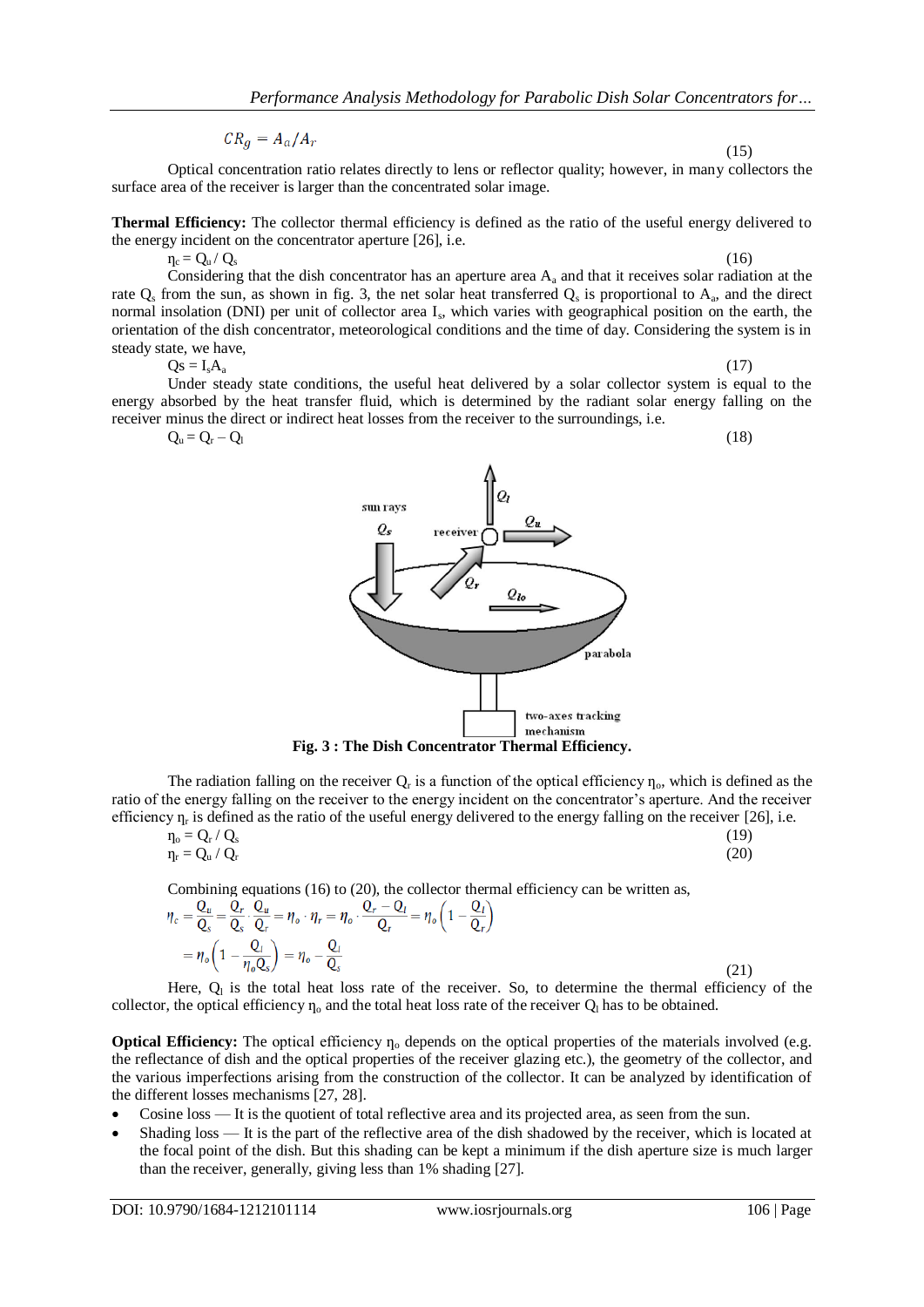$$CR_g = A_a / A_r \tag{15}$$

Optical concentration ratio relates directly to lens or reflector quality; however, in many collectors the surface area of the receiver is larger than the concentrated solar image.

**Thermal Efficiency:** The collector thermal efficiency is defined as the ratio of the useful energy delivered to the energy incident on the concentrator aperture [26], i.e.

$$\eta_c = Q_u / Q_s \tag{16}$$

Considering that the dish concentrator has an aperture area $A_a$ and that it receives solar radiation at the rate $Q_s$ from the sun, as shown in fig. 3, the net solar heat transferred $Q_s$ is proportional to $A_a$, and the direct normal insolation (DNI) per unit of collector area $I_s$, which varies with geographical position on the earth, the orientation of the dish concentrator, meteorological conditions and the time of day. Considering the system is in steady state, we have,

$$Q_s = I_s A_a \tag{17}$$

Under steady state conditions, the useful heat delivered by a solar collector system is equal to the energy absorbed by the heat transfer fluid, which is determined by the radiant solar energy falling on the receiver minus the direct or indirect heat losses from the receiver to the surroundings, i.e.

$$Q_u = Q_r - Q_l \tag{18}$$

**Fig. 3 : The Dish Concentrator Thermal Efficiency.**

The radiation falling on the receiver $Q_r$ is a function of the optical efficiency $\eta_o$, which is defined as the ratio of the energy falling on the receiver to the energy incident on the concentrator's aperture. And the receiver efficiency $\eta_r$ is defined as the ratio of the useful energy delivered to the energy falling on the receiver [26], i.e.

$$\eta_o = Q_r / Q_s \tag{19}$$

$$\eta_r = Q_u / Q_r \tag{20}$$

Combining equations (16) to (20), the collector thermal efficiency can be written as,

$$\eta_c = \frac{Q_u}{Q_s} = \frac{Q_r}{Q_s} \cdot \frac{Q_u}{Q_r} = \eta_o \cdot \eta_r = \eta_o \cdot \frac{Q_r - Q_l}{Q_r} = \eta_o \left(1 - \frac{Q_l}{Q_r}\right)$$
$$= \eta_o \left(1 - \frac{Q_l}{\eta_o Q_s}\right) = \eta_o - \frac{Q_l}{Q_s} \tag{21}$$

Here, $Q_l$ is the total heat loss rate of the receiver. So, to determine the thermal efficiency of the collector, the optical efficiency $\eta_o$ and the total heat loss rate of the receiver $Q_l$ has to be obtained.

**Optical Efficiency:** The optical efficiency $\eta_o$ depends on the optical properties of the materials involved (e.g. the reflectance of dish and the optical properties of the receiver glazing etc.), the geometry of the collector, and the various imperfections arising from the construction of the collector. It can be analyzed by identification of the different losses mechanisms [27, 28].

- Cosine loss — It is the quotient of total reflective area and its projected area, as seen from the sun.
- Shading loss — It is the part of the reflective area of the dish shadowed by the receiver, which is located at the focal point of the dish. But this shading can be kept a minimum if the dish aperture size is much larger than the receiver, generally, giving less than 1% shading [27].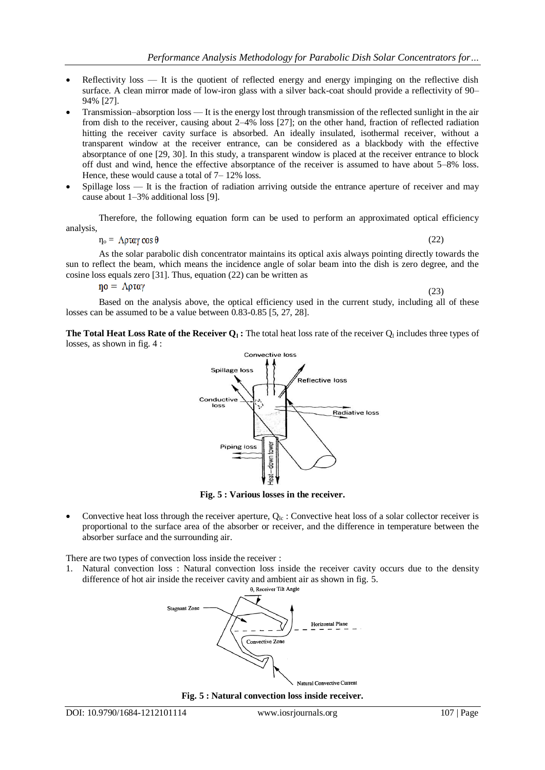- Reflectivity loss — It is the quotient of reflected energy and energy impinging on the reflective dish surface. A clean mirror made of low-iron glass with a silver back-coat should provide a reflectivity of 90–94% [27].
- Transmission–absorption loss — It is the energy lost through transmission of the reflected sunlight in the air from dish to the receiver, causing about 2–4% loss [27]; on the other hand, fraction of reflected radiation hitting the receiver cavity surface is absorbed. An ideally insulated, isothermal receiver, without a transparent window at the receiver entrance, can be considered as a blackbody with the effective absorptance of one [29, 30]. In this study, a transparent window is placed at the receiver entrance to block off dust and wind, hence the effective absorptance of the receiver is assumed to have about 5–8% loss. Hence, these would cause a total of 7– 12% loss.
- Spillage loss — It is the fraction of radiation arriving outside the entrance aperture of receiver and may cause about 1–3% additional loss [9].

Therefore, the following equation form can be used to perform an approximated optical efficiency analysis,

$$\eta_o = \Lambda \rho \tau \alpha \gamma \cos\theta \tag{22}$$

As the solar parabolic dish concentrator maintains its optical axis always pointing directly towards the sun to reflect the beam, which means the incidence angle of solar beam into the dish is zero degree, and the cosine loss equals zero [31]. Thus, equation (22) can be written as

$$\eta_o = \Lambda \rho \tau \alpha \gamma \tag{23}$$

Based on the analysis above, the optical efficiency used in the current study, including all of these losses can be assumed to be a value between 0.83-0.85 [5, 27, 28].

**The Total Heat Loss Rate of the Receiver $Q_l$ :** The total heat loss rate of the receiver $Q_l$ includes three types of losses, as shown in fig. 4 :

**Fig. 5 : Various losses in the receiver.**

- Convective heat loss through the receiver aperture, $Q_{lc}$ : Convective heat loss of a solar collector receiver is proportional to the surface area of the absorber or receiver, and the difference in temperature between the absorber surface and the surrounding air.

There are two types of convection loss inside the receiver :

1. Natural convection loss : Natural convection loss inside the receiver cavity occurs due to the density difference of hot air inside the receiver cavity and ambient air as shown in fig. 5.

**Fig. 5 : Natural convection loss inside receiver.**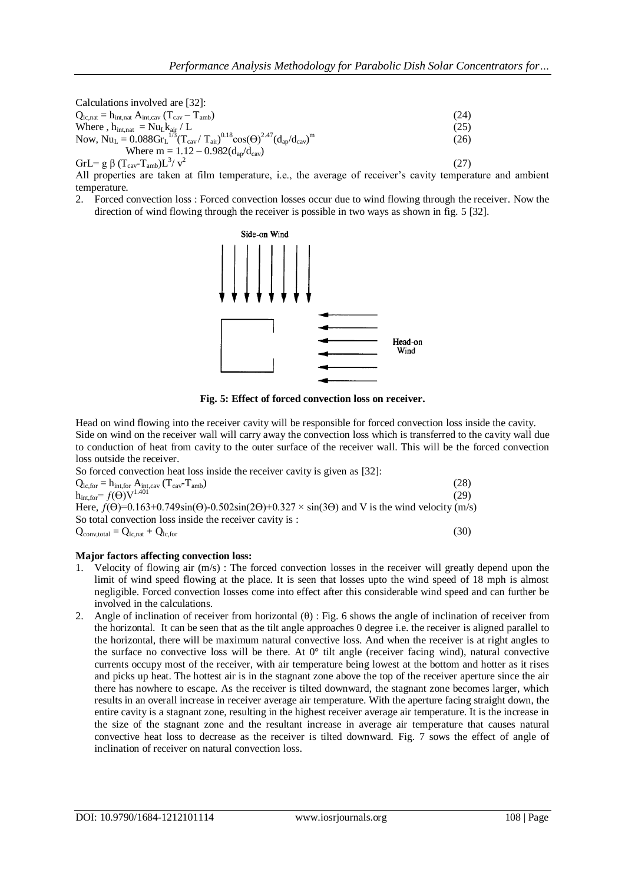Calculations involved are [32]:

$$Q_{lc,nat} = h_{int,nat} A_{int,cav} (T_{cav} - T_{amb}) \quad (24)$$

$$\text{Where , } h_{int,nat} = Nu_L k_{air} / L \quad (25)$$

$$\text{Now, } Nu_L = 0.088 Gr_L^{1/3} (T_{cav} / T_{air})^{0.18} \cos(\Theta)^{2.47} (d_{ap}/d_{cav})^m \quad (26)$$

$$\text{Where } m = 1.12 - 0.982(d_{ap}/d_{cav})$$

$$GrL = g\, \beta\, (T_{cav} - T_{amb}) L^3 / v^2 \quad (27)$$

All properties are taken at film temperature, i.e., the average of receiver's cavity temperature and ambient temperature.

2. Forced convection loss : Forced convection losses occur due to wind flowing through the receiver. Now the direction of wind flowing through the receiver is possible in two ways as shown in fig. 5 [32].

Side-on Wind

Head-on Wind

**Fig. 5: Effect of forced convection loss on receiver.**

Head on wind flowing into the receiver cavity will be responsible for forced convection loss inside the cavity. Side on wind on the receiver wall will carry away the convection loss which is transferred to the cavity wall due to conduction of heat from cavity to the outer surface of the receiver wall. This will be the forced convection loss outside the receiver.

So forced convection heat loss inside the receiver cavity is given as [32]:

$$Q_{lc,for} = h_{int,for} A_{int,cav} (T_{cav} - T_{amb}) \quad (28)$$

$$h_{int,for} = f(\Theta) V^{1.401} \quad (29)$$

Here, $f(\Theta) = 0.163 + 0.749\sin(\Theta) - 0.502\sin(2\Theta) + 0.327 \times \sin(3\Theta)$ and V is the wind velocity (m/s)

So total convection loss inside the receiver cavity is :

$$Q_{conv,total} = Q_{lc,nat} + Q_{lc,for} \quad (30)$$

**Major factors affecting convection loss:**

1. Velocity of flowing air (m/s) : The forced convection losses in the receiver will greatly depend upon the limit of wind speed flowing at the place. It is seen that losses upto the wind speed of 18 mph is almost negligible. Forced convection losses come into effect after this considerable wind speed and can further be involved in the calculations.
2. Angle of inclination of receiver from horizontal ($\theta$) : Fig. 6 shows the angle of inclination of receiver from the horizontal. It can be seen that as the tilt angle approaches 0 degree i.e. the receiver is aligned parallel to the horizontal, there will be maximum natural convective loss. And when the receiver is at right angles to the surface no convective loss will be there. At 0° tilt angle (receiver facing wind), natural convective currents occupy most of the receiver, with air temperature being lowest at the bottom and hotter as it rises and picks up heat. The hottest air is in the stagnant zone above the top of the receiver aperture since the air there has nowhere to escape. As the receiver is tilted downward, the stagnant zone becomes larger, which results in an overall increase in receiver average air temperature. With the aperture facing straight down, the entire cavity is a stagnant zone, resulting in the highest receiver average air temperature. It is the increase in the size of the stagnant zone and the resultant increase in average air temperature that causes natural convective heat loss to decrease as the receiver is tilted downward. Fig. 7 sows the effect of angle of inclination of receiver on natural convection loss.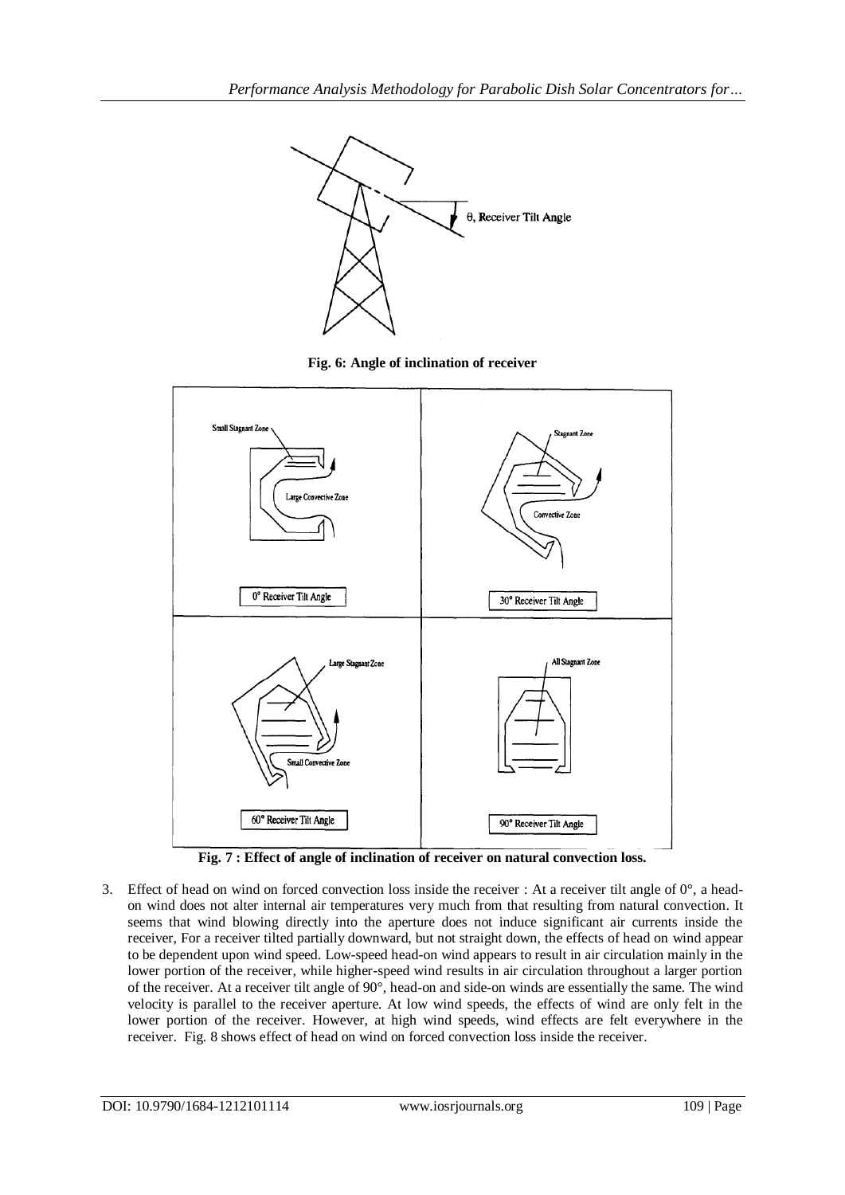Fig. 6: Angle of inclination of receiver

Fig. 7 : Effect of angle of inclination of receiver on natural convection loss.

3. Effect of head on wind on forced convection loss inside the receiver : At a receiver tilt angle of 0°, a head-on wind does not alter internal air temperatures very much from that resulting from natural convection. It seems that wind blowing directly into the aperture does not induce significant air currents inside the receiver, For a receiver tilted partially downward, but not straight down, the effects of head on wind appear to be dependent upon wind speed. Low-speed head-on wind appears to result in air circulation mainly in the lower portion of the receiver, while higher-speed wind results in air circulation throughout a larger portion of the receiver. At a receiver tilt angle of 90°, head-on and side-on winds are essentially the same. The wind velocity is parallel to the receiver aperture. At low wind speeds, the effects of wind are only felt in the lower portion of the receiver. However, at high wind speeds, wind effects are felt everywhere in the receiver. Fig. 8 shows effect of head on wind on forced convection loss inside the receiver.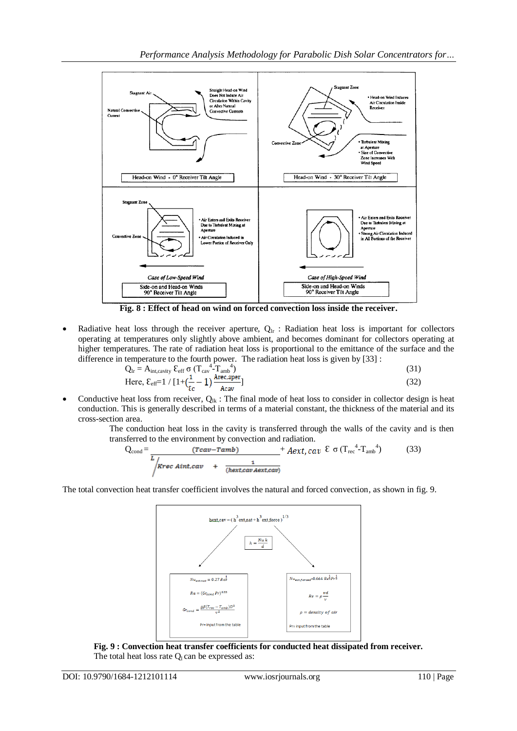**Fig. 8 : Effect of head on wind on forced convection loss inside the receiver.**

- Radiative heat loss through the receiver aperture, $Q_{lr}$ : Radiation heat loss is important for collectors operating at temperatures only slightly above ambient, and becomes dominant for collectors operating at higher temperatures. The rate of radiation heat loss is proportional to the emittance of the surface and the difference in temperature to the fourth power. The radiation heat loss is given by [33] :

$$Q_{lr} = A_{int,cavity}\, \mathcal{E}_{eff}\, \sigma\, (T_{cav}^4 - T_{amb}^4) \quad (31)$$

$$\text{Here, } \mathcal{E}_{eff} = 1 / \left[1 + \left(\frac{1}{\mathcal{E}_c} - 1\right)\frac{A_{rec,aper}}{A_{cav}}\right] \quad (32)$$

- Conductive heat loss from receiver, $Q_{lk}$ : The final mode of heat loss to consider in collector design is heat conduction. This is generally described in terms of a material constant, the thickness of the material and its cross-section area.

The conduction heat loss in the cavity is transferred through the walls of the cavity and is then transferred to the environment by convection and radiation.

$$Q_{cond} = \frac{(T_{cav} - T_{amb})}{\frac{L}{K_{rec}\, A_{int,cav}} + \frac{1}{(h_{ext,cav}\, A_{ext,cav})}} + A_{ext,cav}\, \mathcal{E}\, \sigma\, (T_{rec}^4 - T_{amb}^4) \quad (33)$$

The total convection heat transfer coefficient involves the natural and forced convection, as shown in fig. 9.

$$h_{ext,cav} = (h^3_{ext,nat} + h^3_{ext,force})^{1/3}$$

$$h = \frac{Nu\, k}{d}$$

$$Nu_{ext,nat} = 0.27\, Ra^{\frac{1}{4}}$$

$$Ra = (Gr_{cond}\, Pr)^{0.33}$$

$$Gr_{cond} = \frac{g\beta(T_{rec} - T_{amb})D^3}{\nu^2}$$

Pr= input from the table

$$Nu_{ext,forced} = 0.664\, Re^{\frac{1}{2}} Pr^{\frac{1}{3}}$$

$$Re = \rho \frac{vd}{\nu}$$

$\rho$ = density of air

Pr= input from the table

**Fig. 9 : Convection heat transfer coefficients for conducted heat dissipated from receiver.**

The total heat loss rate $Q_l$ can be expressed as: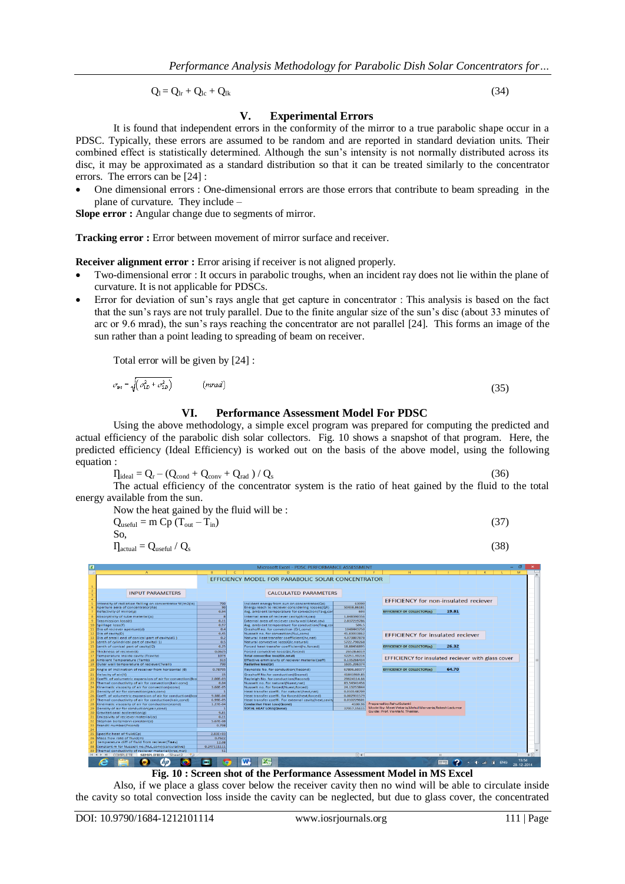$$Q_l = Q_{lr} + Q_{lc} + Q_{lk} \tag{34}$$

## V. Experimental Errors

It is found that independent errors in the conformity of the mirror to a true parabolic shape occur in a PDSC. Typically, these errors are assumed to be random and are reported in standard deviation units. Their combined effect is statistically determined. Although the sun's intensity is not normally distributed across its disc, it may be approximated as a standard distribution so that it can be treated similarly to the concentrator errors. The errors can be [24] :

- One dimensional errors : One-dimensional errors are those errors that contribute to beam spreading in the plane of curvature. They include –

**Slope error :** Angular change due to segments of mirror.

**Tracking error :** Error between movement of mirror surface and receiver.

**Receiver alignment error :** Error arising if receiver is not aligned properly.

- Two-dimensional error : It occurs in parabolic troughs, when an incident ray does not lie within the plane of curvature. It is not applicable for PDSCs.
- Error for deviation of sun's rays angle that get capture in concentrator : This analysis is based on the fact that the sun's rays are not truly parallel. Due to the finite angular size of the sun's disc (about 33 minutes of arc or 9.6 mrad), the sun's rays reaching the concentrator are not parallel [24]. This forms an image of the sun rather than a point leading to spreading of beam on receiver.

Total error will be given by [24] :

$$\sigma_{tot} = \sqrt{\left(\sigma_{1D}^2 + \sigma_{2D}^2\right)} \qquad (mrad) \tag{35}$$

## VI. Performance Assessment Model For PDSC

Using the above methodology, a simple excel program was prepared for computing the predicted and actual efficiency of the parabolic dish solar collectors. Fig. 10 shows a snapshot of that program. Here, the predicted efficiency (Ideal Efficiency) is worked out on the basis of the above model, using the following equation :

$$\eta_{ideal} = Q_r - (Q_{cond} + Q_{conv} + Q_{rad}) / Q_s \tag{36}$$

The actual efficiency of the concentrator system is the ratio of heat gained by the fluid to the total energy available from the sun.

Now the heat gained by the fluid will be :

$$Q_{useful} = m\, Cp\, (T_{out} - T_{in}) \tag{37}$$

So,

$$\eta_{actual} = Q_{useful} / Q_s \tag{38}$$

**Fig. 10 : Screen shot of the Performance Assessment Model in MS Excel**

Also, if we place a glass cover below the receiver cavity then no wind will be able to circulate inside the cavity so total convection loss inside the cavity can be neglected, but due to glass cover, the concentrated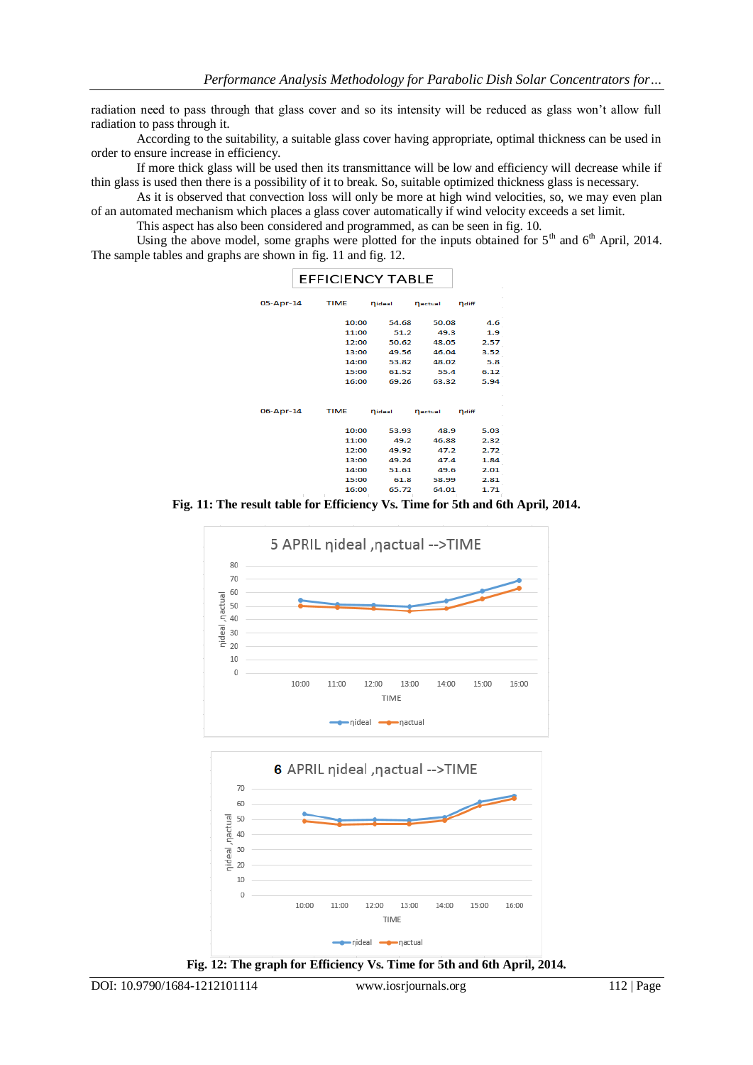radiation need to pass through that glass cover and so its intensity will be reduced as glass won't allow full radiation to pass through it.

According to the suitability, a suitable glass cover having appropriate, optimal thickness can be used in order to ensure increase in efficiency.

If more thick glass will be used then its transmittance will be low and efficiency will decrease while if thin glass is used then there is a possibility of it to break. So, suitable optimized thickness glass is necessary.

As it is observed that convection loss will only be more at high wind velocities, so, we may even plan of an automated mechanism which places a glass cover automatically if wind velocity exceeds a set limit.

This aspect has also been considered and programmed, as can be seen in fig. 10.

Using the above model, some graphs were plotted for the inputs obtained for 5th and 6th April, 2014. The sample tables and graphs are shown in fig. 11 and fig. 12.

EFFICIENCY TABLE

| 05-Apr-14 | TIME | $\eta_{ideal}$ | $\eta_{actual}$ | $\eta_{diff}$ |
|---|---|---|---|---|
| | 10:00 | 54.68 | 50.08 | 4.6 |
| | 11:00 | 51.2 | 49.3 | 1.9 |
| | 12:00 | 50.62 | 48.05 | 2.57 |
| | 13:00 | 49.56 | 46.04 | 3.52 |
| | 14:00 | 53.82 | 48.02 | 5.8 |
| | 15:00 | 61.52 | 55.4 | 6.12 |
| | 16:00 | 69.26 | 63.32 | 5.94 |

| 06-Apr-14 | TIME | $\eta_{ideal}$ | $\eta_{actual}$ | $\eta_{diff}$ |
|---|---|---|---|---|
| | 10:00 | 53.93 | 48.9 | 5.03 |
| | 11:00 | 49.2 | 46.88 | 2.32 |
| | 12:00 | 49.92 | 47.2 | 2.72 |
| | 13:00 | 49.24 | 47.4 | 1.84 |
| | 14:00 | 51.61 | 49.6 | 2.01 |
| | 15:00 | 61.8 | 58.99 | 2.81 |
| | 16:00 | 65.72 | 64.01 | 1.71 |

**Fig. 11: The result table for Efficiency Vs. Time for 5th and 6th April, 2014.**

**Fig. 12: The graph for Efficiency Vs. Time for 5th and 6th April, 2014.**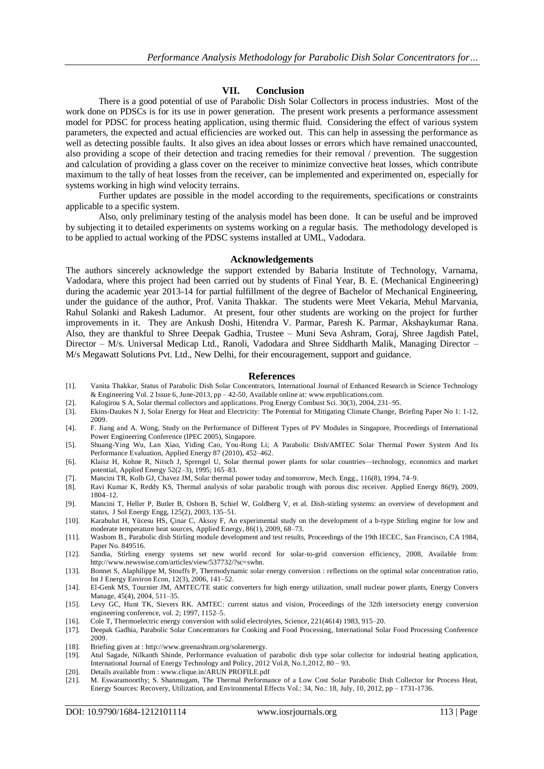## VII. Conclusion

There is a good potential of use of Parabolic Dish Solar Collectors in process industries. Most of the work done on PDSCs is for its use in power generation. The present work presents a performance assessment model for PDSC for process heating application, using thermic fluid. Considering the effect of various system parameters, the expected and actual efficiencies are worked out. This can help in assessing the performance as well as detecting possible faults. It also gives an idea about losses or errors which have remained unaccounted, also providing a scope of their detection and tracing remedies for their removal / prevention. The suggestion and calculation of providing a glass cover on the receiver to minimize convective heat losses, which contribute maximum to the tally of heat losses from the receiver, can be implemented and experimented on, especially for systems working in high wind velocity terrains.

Further updates are possible in the model according to the requirements, specifications or constraints applicable to a specific system.

Also, only preliminary testing of the analysis model has been done. It can be useful and be improved by subjecting it to detailed experiments on systems working on a regular basis. The methodology developed is to be applied to actual working of the PDSC systems installed at UML, Vadodara.

## Acknowledgements

The authors sincerely acknowledge the support extended by Babaria Institute of Technology, Varnama, Vadodara, where this project had been carried out by students of Final Year, B. E. (Mechanical Engineering) during the academic year 2013-14 for partial fulfillment of the degree of Bachelor of Mechanical Engineering, under the guidance of the author, Prof. Vanita Thakkar. The students were Meet Vekaria, Mehul Marvania, Rahul Solanki and Rakesh Ladumor. At present, four other students are working on the project for further improvements in it. They are Ankush Doshi, Hitendra V. Parmar, Paresh K. Parmar, Akshaykumar Rana. Also, they are thankful to Shree Deepak Gadhia, Trustee – Muni Seva Ashram, Goraj, Shree Jagdish Patel, Director – M/s. Universal Medicap Ltd., Ranoli, Vadodara and Shree Siddharth Malik, Managing Director – M/s Megawatt Solutions Pvt. Ltd., New Delhi, for their encouragement, support and guidance.

## References

[1]. Vanita Thakkar, Status of Parabolic Dish Solar Concentrators, International Journal of Enhanced Research in Science Technology & Engineering Vol. 2 Issue 6, June-2013, pp – 42-50, Available online at: www.erpublications.com.

[2]. Kalogirou S A, Solar thermal collectors and applications. Prog Energy Combust Sci. 30(3), 2004, 231–95.

[3]. Ekins-Daukes N J, Solar Energy for Heat and Electricity: The Potential for Mitigating Climate Change, Briefing Paper No 1: 1-12, 2009.

[4]. F. Jiang and A. Wong, Study on the Performance of Different Types of PV Modules in Singapore, Proceedings of International Power Engineering Conference (IPEC 2005), Singapore.

[5]. Shuang-Ying Wu, Lan Xiao, Yiding Cao, You-Rong Li; A Parabolic Dish/AMTEC Solar Thermal Power System And Its Performance Evaluation, Applied Energy 87 (2010), 452–462.

[6]. Klaisz H, Kohne R, Nitsch J, Sprengel U, Solar thermal power plants for solar countries—technology, economics and market potential, Applied Energy 52(2–3), 1995; 165–83.

[7]. Mancini TR, Kolb GJ, Chavez JM, Solar thermal power today and tomorrow, Mech. Engg., 116(8), 1994, 74–9.

[8]. Ravi Kumar K, Reddy KS, Thermal analysis of solar parabolic trough with porous disc receiver. Applied Energy 86(9), 2009, 1804–12.

[9]. Mancini T, Heller P, Butler B, Osborn B, Schiel W, Goldberg V, et al. Dish-stirling systems: an overview of development and status, J Sol Energy Engg, 125(2), 2003, 135–51.

[10]. Karabulut H, Yücesu HS, Çinar C, Aksoy F, An experimental study on the development of a b-type Stirling engine for low and moderate temperature heat sources, Applied Energy, 86(1), 2009, 68–73.

[11]. Washom B., Parabolic dish Stirling module development and test results, Proceedings of the 19th IECEC, San Francisco, CA 1984, Paper No. 849516.

[12]. Sandia, Stirling energy systems set new world record for solar-to-grid conversion efficiency, 2008, Available from: http://www.newswise.com/articles/view/537732/?sc=swhn.

[13]. Bonnet S, Alaphilippe M, Stouffs P, Thermodynamic solar energy conversion : reflections on the optimal solar concentration ratio, Int J Energy Environ Econ, 12(3), 2006, 141–52.

[14]. El-Genk MS, Tournier JM, AMTEC/TE static converters for high energy utilization, small nuclear power plants, Energy Convers Manage, 45(4), 2004, 511–35.

[15]. Levy GC, Hunt TK, Sievers RK. AMTEC: current status and vision, Proceedings of the 32th intersociety energy conversion engineering conference, vol. 2; 1997, 1152–5.

[16]. Cole T, Thermoelectric energy conversion with solid electrolytes, Science, 221(4614) 1983, 915–20.

[17]. Deepak Gadhia, Parabolic Solar Concentrators for Cooking and Food Processing, International Solar Food Processing Conference 2009.

[18]. Briefing given at : http://www.greenashram.org/solarenergy.

[19]. Atul Sagade, Nilkanth Shinde, Performance evaluation of parabolic dish type solar collector for industrial heating application, International Journal of Energy Technology and Policy, 2012 Vol.8, No.1,2012, 80 – 93.

[20]. Details available from : www.clique.in/ARUN PROFILE.pdf

[21]. M. Eswaramoorthy; S. Shanmugam, The Thermal Performance of a Low Cost Solar Parabolic Dish Collector for Process Heat, Energy Sources: Recovery, Utilization, and Environmental Effects Vol.: 34, No.: 18, July, 10, 2012, pp – 1731-1736.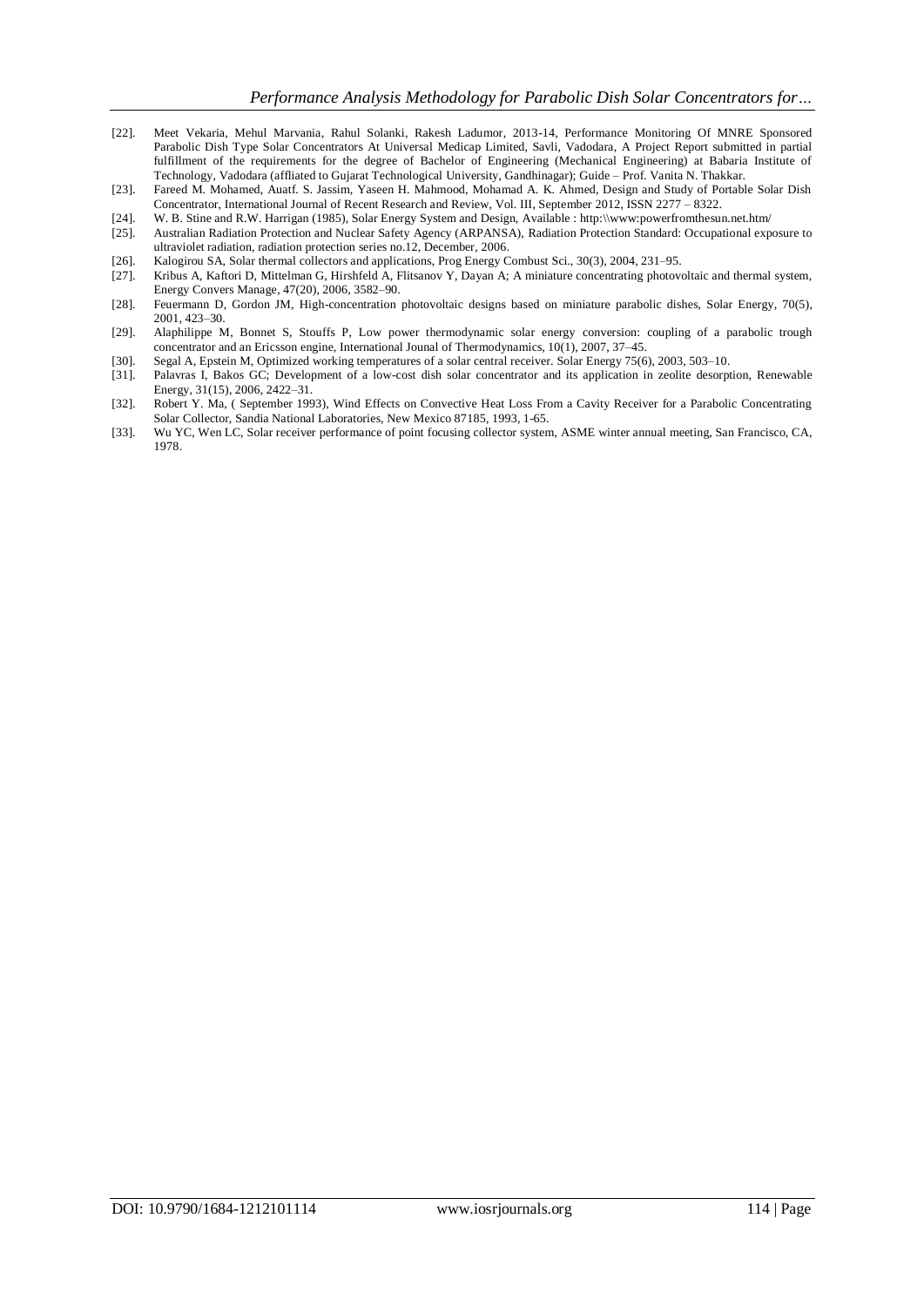[22]. Meet Vekaria, Mehul Marvania, Rahul Solanki, Rakesh Ladumor, 2013-14, Performance Monitoring Of MNRE Sponsored Parabolic Dish Type Solar Concentrators At Universal Medicap Limited, Savli, Vadodara, A Project Report submitted in partial fulfillment of the requirements for the degree of Bachelor of Engineering (Mechanical Engineering) at Babaria Institute of Technology, Vadodara (affliated to Gujarat Technological University, Gandhinagar); Guide – Prof. Vanita N. Thakkar.

[23]. Fareed M. Mohamed, Auatf. S. Jassim, Yaseen H. Mahmood, Mohamad A. K. Ahmed, Design and Study of Portable Solar Dish Concentrator, International Journal of Recent Research and Review, Vol. III, September 2012, ISSN 2277 – 8322.

[24]. W. B. Stine and R.W. Harrigan (1985), Solar Energy System and Design, Available : http:\\www:powerfromthesun.net.htm/

[25]. Australian Radiation Protection and Nuclear Safety Agency (ARPANSA), Radiation Protection Standard: Occupational exposure to ultraviolet radiation, radiation protection series no.12, December, 2006.

[26]. Kalogirou SA, Solar thermal collectors and applications, Prog Energy Combust Sci., 30(3), 2004, 231–95.

[27]. Kribus A, Kaftori D, Mittelman G, Hirshfeld A, Flitsanov Y, Dayan A; A miniature concentrating photovoltaic and thermal system, Energy Convers Manage, 47(20), 2006, 3582–90.

[28]. Feuermann D, Gordon JM, High-concentration photovoltaic designs based on miniature parabolic dishes, Solar Energy, 70(5), 2001, 423–30.

[29]. Alaphilippe M, Bonnet S, Stouffs P, Low power thermodynamic solar energy conversion: coupling of a parabolic trough concentrator and an Ericsson engine, International Jounal of Thermodynamics, 10(1), 2007, 37–45.

[30]. Segal A, Epstein M, Optimized working temperatures of a solar central receiver. Solar Energy 75(6), 2003, 503–10.

[31]. Palavras I, Bakos GC; Development of a low-cost dish solar concentrator and its application in zeolite desorption, Renewable Energy, 31(15), 2006, 2422–31.

[32]. Robert Y. Ma, ( September 1993), Wind Effects on Convective Heat Loss From a Cavity Receiver for a Parabolic Concentrating Solar Collector, Sandia National Laboratories, New Mexico 87185, 1993, 1-65.

[33]. Wu YC, Wen LC, Solar receiver performance of point focusing collector system, ASME winter annual meeting, San Francisco, CA, 1978.